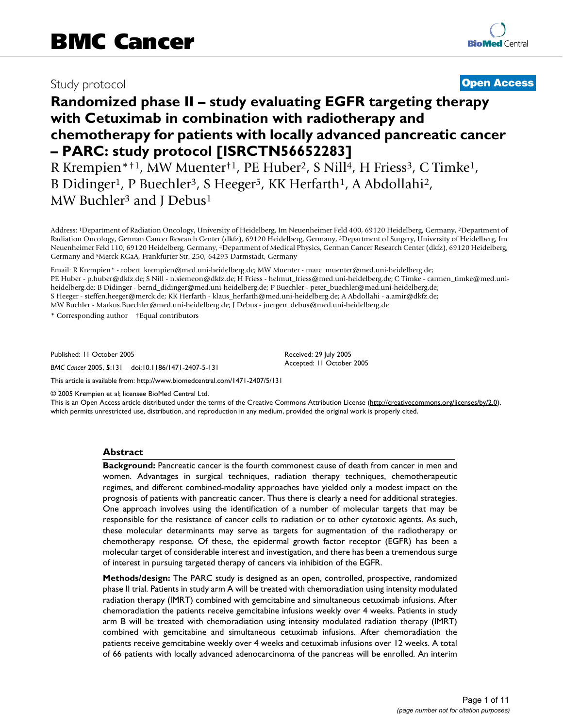BMC Cancer

Study protocol

**Open Access**

# Randomized phase II – study evaluating EGFR targeting therapy with Cetuximab in combination with radiotherapy and chemotherapy for patients with locally advanced pancreatic cancer – PARC: study protocol [ISRCTN56652283]

R Krempien*†1, MW Muenter†1, PE Huber[2], S Nill[4], H Friess[3], C Timke[1], B Didinger[1], P Buechler[3], S Heeger[5], KK Herfarth[1], A Abdollahi[2], MW Buchler[3] and J Debus[1]

Address: [1]Department of Radiation Oncology, University of Heidelberg, Im Neuenheimer Feld 400, 69120 Heidelberg, Germany, [2]Department of Radiation Oncology, German Cancer Research Center (dkfz), 69120 Heidelberg, Germany, [3]Department of Surgery, University of Heidelberg, Im Neuenheimer Feld 110, 69120 Heidelberg, Germany, [4]Department of Medical Physics, German Cancer Research Center (dkfz), 69120 Heidelberg, Germany and [5]Merck KGaA, Frankfurter Str. 250, 64293 Darmstadt, Germany

Email: R Krempien* - robert_krempien@med.uni-heidelberg.de; MW Muenter - marc_muenter@med.uni-heidelberg.de; PE Huber - p.huber@dkfz.de; S Nill - n.siemeon@dkfz.de; H Friess - helmut_friess@med.uni-heidelberg.de; C Timke - carmen_timke@med.uni-heidelberg.de; B Didinger - bernd_didinger@med.uni-heidelberg.de; P Buechler - peter_buechler@med.uni-heidelberg.de; S Heeger - steffen.heeger@merck.de; KK Herfarth - klaus_herfarth@med.uni-heidelberg.de; A Abdollahi - a.amir@dkfz.de; MW Buchler - Markus.Buechler@med.uni-heidelberg.de; J Debus - juergen_debus@med.uni-heidelberg.de

\* Corresponding author †Equal contributors

Published: 11 October 2005

*BMC Cancer* 2005, **5**:131 doi:10.1186/1471-2407-5-131

Received: 29 July 2005
Accepted: 11 October 2005

This article is available from: http://www.biomedcentral.com/1471-2407/5/131

© 2005 Krempien et al; licensee BioMed Central Ltd.
This is an Open Access article distributed under the terms of the Creative Commons Attribution License (http://creativecommons.org/licenses/by/2.0), which permits unrestricted use, distribution, and reproduction in any medium, provided the original work is properly cited.

## Abstract

**Background:** Pancreatic cancer is the fourth commonest cause of death from cancer in men and women. Advantages in surgical techniques, radiation therapy techniques, chemotherapeutic regimes, and different combined-modality approaches have yielded only a modest impact on the prognosis of patients with pancreatic cancer. Thus there is clearly a need for additional strategies. One approach involves using the identification of a number of molecular targets that may be responsible for the resistance of cancer cells to radiation or to other cytotoxic agents. As such, these molecular determinants may serve as targets for augmentation of the radiotherapy or chemotherapy response. Of these, the epidermal growth factor receptor (EGFR) has been a molecular target of considerable interest and investigation, and there has been a tremendous surge of interest in pursuing targeted therapy of cancers via inhibition of the EGFR.

**Methods/design:** The PARC study is designed as an open, controlled, prospective, randomized phase II trial. Patients in study arm A will be treated with chemoradiation using intensity modulated radiation therapy (IMRT) combined with gemcitabine and simultaneous cetuximab infusions. After chemoradiation the patients receive gemcitabine infusions weekly over 4 weeks. Patients in study arm B will be treated with chemoradiation using intensity modulated radiation therapy (IMRT) combined with gemcitabine and simultaneous cetuximab infusions. After chemoradiation the patients receive gemcitabine weekly over 4 weeks and cetuximab infusions over 12 weeks. A total of 66 patients with locally advanced adenocarcinoma of the pancreas will be enrolled. An interim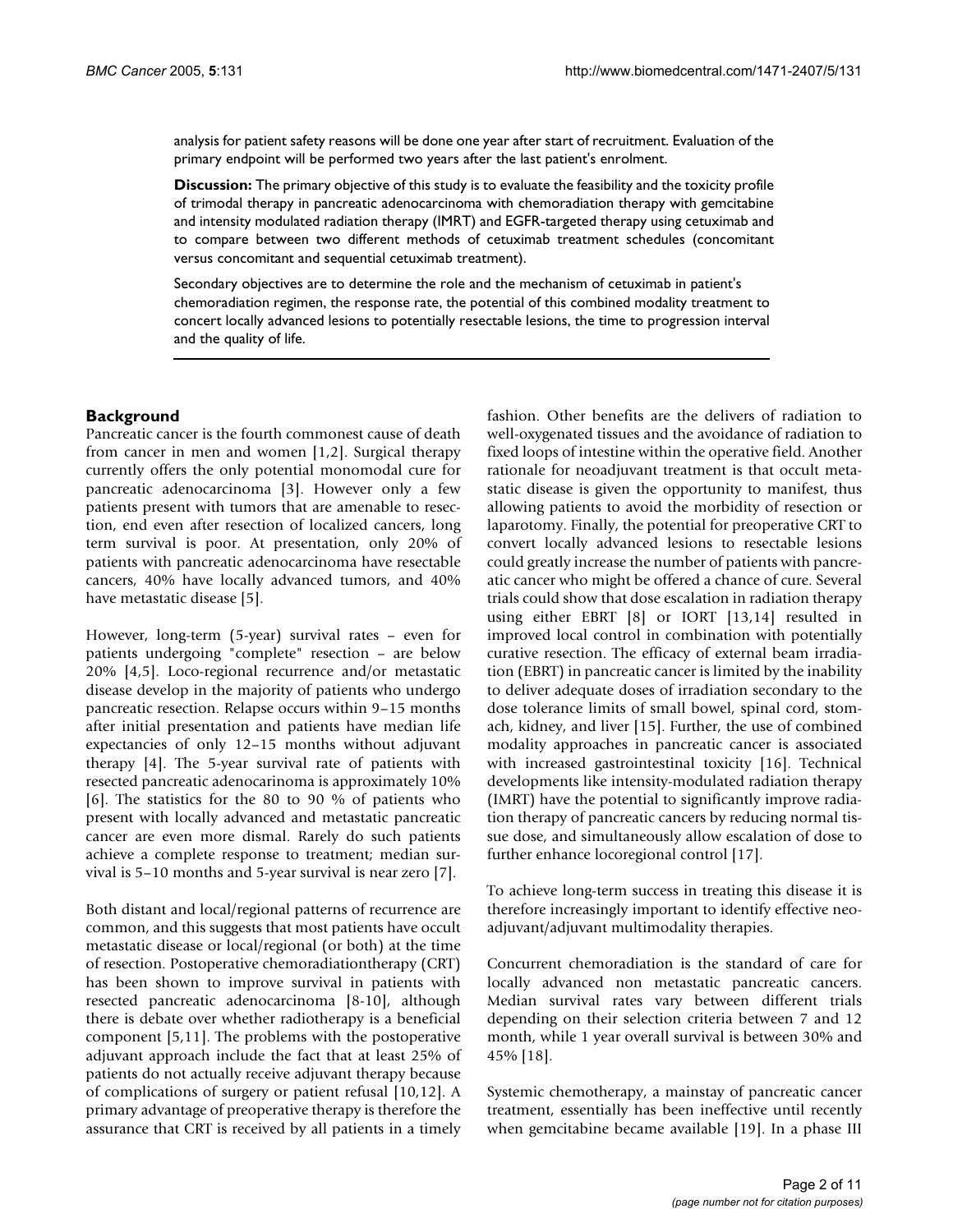analysis for patient safety reasons will be done one year after start of recruitment. Evaluation of the primary endpoint will be performed two years after the last patient's enrolment.

**Discussion:** The primary objective of this study is to evaluate the feasibility and the toxicity profile of trimodal therapy in pancreatic adenocarcinoma with chemoradiation therapy with gemcitabine and intensity modulated radiation therapy (IMRT) and EGFR-targeted therapy using cetuximab and to compare between two different methods of cetuximab treatment schedules (concomitant versus concomitant and sequential cetuximab treatment).

Secondary objectives are to determine the role and the mechanism of cetuximab in patient's chemoradiation regimen, the response rate, the potential of this combined modality treatment to concert locally advanced lesions to potentially resectable lesions, the time to progression interval and the quality of life.

## Background

Pancreatic cancer is the fourth commonest cause of death from cancer in men and women [1,2]. Surgical therapy currently offers the only potential monomodal cure for pancreatic adenocarcinoma [3]. However only a few patients present with tumors that are amenable to resection, end even after resection of localized cancers, long term survival is poor. At presentation, only 20% of patients with pancreatic adenocarcinoma have resectable cancers, 40% have locally advanced tumors, and 40% have metastatic disease [5].

However, long-term (5-year) survival rates – even for patients undergoing "complete" resection – are below 20% [4,5]. Loco-regional recurrence and/or metastatic disease develop in the majority of patients who undergo pancreatic resection. Relapse occurs within 9–15 months after initial presentation and patients have median life expectancies of only 12–15 months without adjuvant therapy [4]. The 5-year survival rate of patients with resected pancreatic adenocarinoma is approximately 10% [6]. The statistics for the 80 to 90 % of patients who present with locally advanced and metastatic pancreatic cancer are even more dismal. Rarely do such patients achieve a complete response to treatment; median survival is 5–10 months and 5-year survival is near zero [7].

Both distant and local/regional patterns of recurrence are common, and this suggests that most patients have occult metastatic disease or local/regional (or both) at the time of resection. Postoperative chemoradiationtherapy (CRT) has been shown to improve survival in patients with resected pancreatic adenocarcinoma [8-10], although there is debate over whether radiotherapy is a beneficial component [5,11]. The problems with the postoperative adjuvant approach include the fact that at least 25% of patients do not actually receive adjuvant therapy because of complications of surgery or patient refusal [10,12]. A primary advantage of preoperative therapy is therefore the assurance that CRT is received by all patients in a timely fashion. Other benefits are the delivers of radiation to well-oxygenated tissues and the avoidance of radiation to fixed loops of intestine within the operative field. Another rationale for neoadjuvant treatment is that occult metastatic disease is given the opportunity to manifest, thus allowing patients to avoid the morbidity of resection or laparotomy. Finally, the potential for preoperative CRT to convert locally advanced lesions to resectable lesions could greatly increase the number of patients with pancreatic cancer who might be offered a chance of cure. Several trials could show that dose escalation in radiation therapy using either EBRT [8] or IORT [13,14] resulted in improved local control in combination with potentially curative resection. The efficacy of external beam irradiation (EBRT) in pancreatic cancer is limited by the inability to deliver adequate doses of irradiation secondary to the dose tolerance limits of small bowel, spinal cord, stomach, kidney, and liver [15]. Further, the use of combined modality approaches in pancreatic cancer is associated with increased gastrointestinal toxicity [16]. Technical developments like intensity-modulated radiation therapy (IMRT) have the potential to significantly improve radiation therapy of pancreatic cancers by reducing normal tissue dose, and simultaneously allow escalation of dose to further enhance locoregional control [17].

To achieve long-term success in treating this disease it is therefore increasingly important to identify effective neoadjuvant/adjuvant multimodality therapies.

Concurrent chemoradiation is the standard of care for locally advanced non metastatic pancreatic cancers. Median survival rates vary between different trials depending on their selection criteria between 7 and 12 month, while 1 year overall survival is between 30% and 45% [18].

Systemic chemotherapy, a mainstay of pancreatic cancer treatment, essentially has been ineffective until recently when gemcitabine became available [19]. In a phase III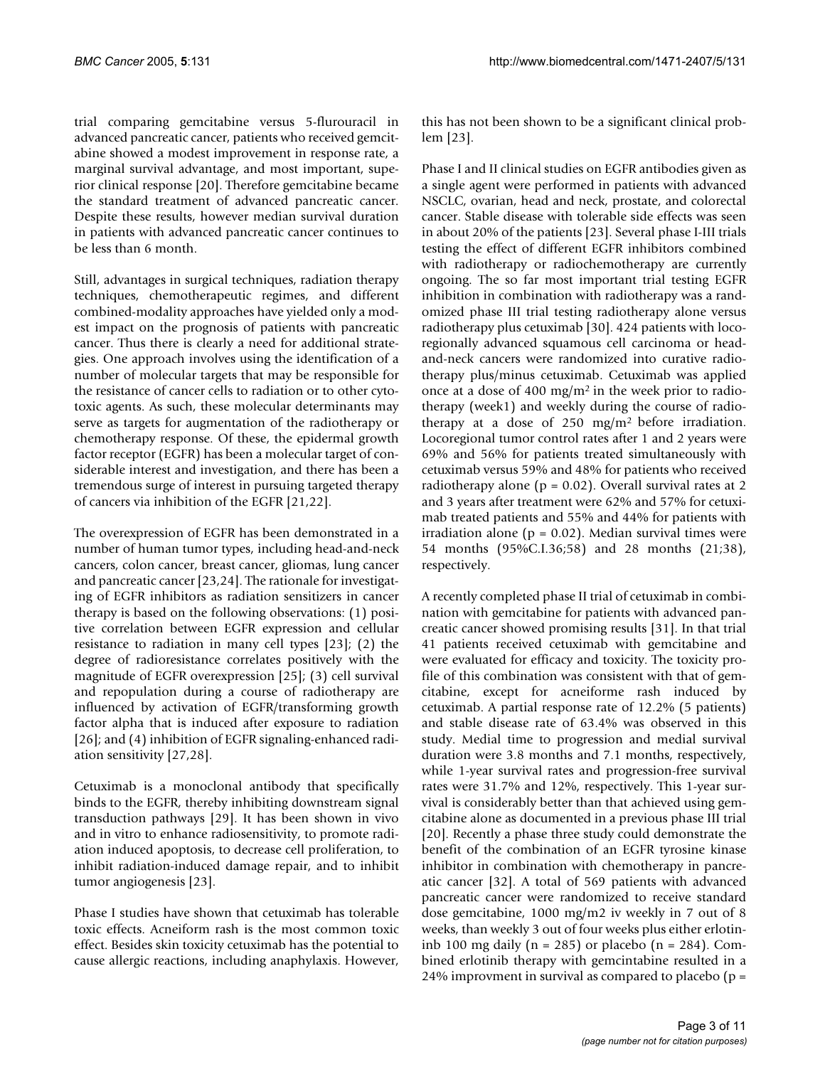trial comparing gemcitabine versus 5-flurouracil in advanced pancreatic cancer, patients who received gemcitabine showed a modest improvement in response rate, a marginal survival advantage, and most important, superior clinical response [20]. Therefore gemcitabine became the standard treatment of advanced pancreatic cancer. Despite these results, however median survival duration in patients with advanced pancreatic cancer continues to be less than 6 month.

Still, advantages in surgical techniques, radiation therapy techniques, chemotherapeutic regimes, and different combined-modality approaches have yielded only a modest impact on the prognosis of patients with pancreatic cancer. Thus there is clearly a need for additional strategies. One approach involves using the identification of a number of molecular targets that may be responsible for the resistance of cancer cells to radiation or to other cytotoxic agents. As such, these molecular determinants may serve as targets for augmentation of the radiotherapy or chemotherapy response. Of these, the epidermal growth factor receptor (EGFR) has been a molecular target of considerable interest and investigation, and there has been a tremendous surge of interest in pursuing targeted therapy of cancers via inhibition of the EGFR [21,22].

The overexpression of EGFR has been demonstrated in a number of human tumor types, including head-and-neck cancers, colon cancer, breast cancer, gliomas, lung cancer and pancreatic cancer [23,24]. The rationale for investigating of EGFR inhibitors as radiation sensitizers in cancer therapy is based on the following observations: (1) positive correlation between EGFR expression and cellular resistance to radiation in many cell types [23]; (2) the degree of radioresistance correlates positively with the magnitude of EGFR overexpression [25]; (3) cell survival and repopulation during a course of radiotherapy are influenced by activation of EGFR/transforming growth factor alpha that is induced after exposure to radiation [26]; and (4) inhibition of EGFR signaling-enhanced radiation sensitivity [27,28].

Cetuximab is a monoclonal antibody that specifically binds to the EGFR, thereby inhibiting downstream signal transduction pathways [29]. It has been shown in vivo and in vitro to enhance radiosensitivity, to promote radiation induced apoptosis, to decrease cell proliferation, to inhibit radiation-induced damage repair, and to inhibit tumor angiogenesis [23].

Phase I studies have shown that cetuximab has tolerable toxic effects. Acneiform rash is the most common toxic effect. Besides skin toxicity cetuximab has the potential to cause allergic reactions, including anaphylaxis. However, this has not been shown to be a significant clinical problem [23].

Phase I and II clinical studies on EGFR antibodies given as a single agent were performed in patients with advanced NSCLC, ovarian, head and neck, prostate, and colorectal cancer. Stable disease with tolerable side effects was seen in about 20% of the patients [23]. Several phase I-III trials testing the effect of different EGFR inhibitors combined with radiotherapy or radiochemotherapy are currently ongoing. The so far most important trial testing EGFR inhibition in combination with radiotherapy was a randomized phase III trial testing radiotherapy alone versus radiotherapy plus cetuximab [30]. 424 patients with locoregionally advanced squamous cell carcinoma or head-and-neck cancers were randomized into curative radiotherapy plus/minus cetuximab. Cetuximab was applied once at a dose of 400 mg/m$^2$ in the week prior to radiotherapy (week1) and weekly during the course of radiotherapy at a dose of 250 mg/m$^2$ before irradiation. Locoregional tumor control rates after 1 and 2 years were 69% and 56% for patients treated simultaneously with cetuximab versus 59% and 48% for patients who received radiotherapy alone ($p = 0.02$). Overall survival rates at 2 and 3 years after treatment were 62% and 57% for cetuximab treated patients and 55% and 44% for patients with irradiation alone ($p = 0.02$). Median survival times were 54 months (95%C.I.36;58) and 28 months (21;38), respectively.

A recently completed phase II trial of cetuximab in combination with gemcitabine for patients with advanced pancreatic cancer showed promising results [31]. In that trial 41 patients received cetuximab with gemcitabine and were evaluated for efficacy and toxicity. The toxicity profile of this combination was consistent with that of gemcitabine, except for acneiforme rash induced by cetuximab. A partial response rate of 12.2% (5 patients) and stable disease rate of 63.4% was observed in this study. Medial time to progression and medial survival duration were 3.8 months and 7.1 months, respectively, while 1-year survival rates and progression-free survival rates were 31.7% and 12%, respectively. This 1-year survival is considerably better than that achieved using gemcitabine alone as documented in a previous phase III trial [20]. Recently a phase three study could demonstrate the benefit of the combination of an EGFR tyrosine kinase inhibitor in combination with chemotherapy in pancreatic cancer [32]. A total of 569 patients with advanced pancreatic cancer were randomized to receive standard dose gemcitabine, 1000 mg/m2 iv weekly in 7 out of 8 weeks, than weekly 3 out of four weeks plus either erlotininb 100 mg daily (n = 285) or placebo (n = 284). Combined erlotinib therapy with gemcintabine resulted in a 24% improvment in survival as compared to placebo (p =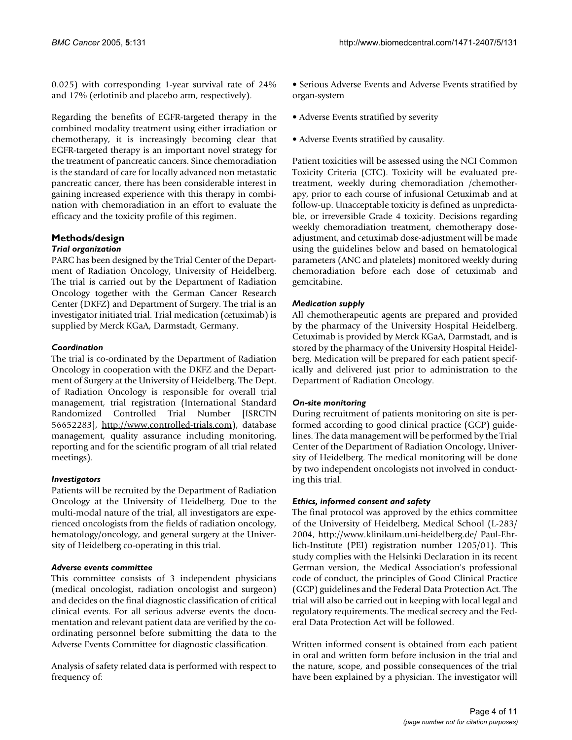0.025) with corresponding 1-year survival rate of 24% and 17% (erlotinib and placebo arm, respectively).

Regarding the benefits of EGFR-targeted therapy in the combined modality treatment using either irradiation or chemotherapy, it is increasingly becoming clear that EGFR-targeted therapy is an important novel strategy for the treatment of pancreatic cancers. Since chemoradiation is the standard of care for locally advanced non metastatic pancreatic cancer, there has been considerable interest in gaining increased experience with this therapy in combination with chemoradiation in an effort to evaluate the efficacy and the toxicity profile of this regimen.

## Methods/design

### *Trial organization*

PARC has been designed by the Trial Center of the Department of Radiation Oncology, University of Heidelberg. The trial is carried out by the Department of Radiation Oncology together with the German Cancer Research Center (DKFZ) and Department of Surgery. The trial is an investigator initiated trial. Trial medication (cetuximab) is supplied by Merck KGaA, Darmstadt, Germany.

### *Coordination*

The trial is co-ordinated by the Department of Radiation Oncology in cooperation with the DKFZ and the Department of Surgery at the University of Heidelberg. The Dept. of Radiation Oncology is responsible for overall trial management, trial registration (International Standard Randomized Controlled Trial Number [ISRCTN 56652283], http://www.controlled-trials.com), database management, quality assurance including monitoring, reporting and for the scientific program of all trial related meetings).

### *Investigators*

Patients will be recruited by the Department of Radiation Oncology at the University of Heidelberg. Due to the multi-modal nature of the trial, all investigators are experienced oncologists from the fields of radiation oncology, hematology/oncology, and general surgery at the University of Heidelberg co-operating in this trial.

### *Adverse events committee*

This committee consists of 3 independent physicians (medical oncologist, radiation oncologist and surgeon) and decides on the final diagnostic classification of critical clinical events. For all serious adverse events the documentation and relevant patient data are verified by the co-ordinating personnel before submitting the data to the Adverse Events Committee for diagnostic classification.

Analysis of safety related data is performed with respect to frequency of:

- Serious Adverse Events and Adverse Events stratified by organ-system
- Adverse Events stratified by severity
- Adverse Events stratified by causality.

Patient toxicities will be assessed using the NCI Common Toxicity Criteria (CTC). Toxicity will be evaluated pre-treatment, weekly during chemoradiation /chemotherapy, prior to each course of infusional Cetuximab and at follow-up. Unacceptable toxicity is defined as unpredictable, or irreversible Grade 4 toxicity. Decisions regarding weekly chemoradiation treatment, chemotherapy dose-adjustment, and cetuximab dose-adjustment will be made using the guidelines below and based on hematological parameters (ANC and platelets) monitored weekly during chemoradiation before each dose of cetuximab and gemcitabine.

### *Medication supply*

All chemotherapeutic agents are prepared and provided by the pharmacy of the University Hospital Heidelberg. Cetuximab is provided by Merck KGaA, Darmstadt, and is stored by the pharmacy of the University Hospital Heidelberg. Medication will be prepared for each patient specifically and delivered just prior to administration to the Department of Radiation Oncology.

### *On-site monitoring*

During recruitment of patients monitoring on site is performed according to good clinical practice (GCP) guidelines. The data management will be performed by the Trial Center of the Department of Radiation Oncology, University of Heidelberg. The medical monitoring will be done by two independent oncologists not involved in conducting this trial.

### *Ethics, informed consent and safety*

The final protocol was approved by the ethics committee of the University of Heidelberg, Medical School (L-283/2004, http://www.klinikum.uni-heidelberg.de/ Paul-Ehrlich-Institute (PEI) registration number 1205/01). This study complies with the Helsinki Declaration in its recent German version, the Medical Association's professional code of conduct, the principles of Good Clinical Practice (GCP) guidelines and the Federal Data Protection Act. The trial will also be carried out in keeping with local legal and regulatory requirements. The medical secrecy and the Federal Data Protection Act will be followed.

Written informed consent is obtained from each patient in oral and written form before inclusion in the trial and the nature, scope, and possible consequences of the trial have been explained by a physician. The investigator will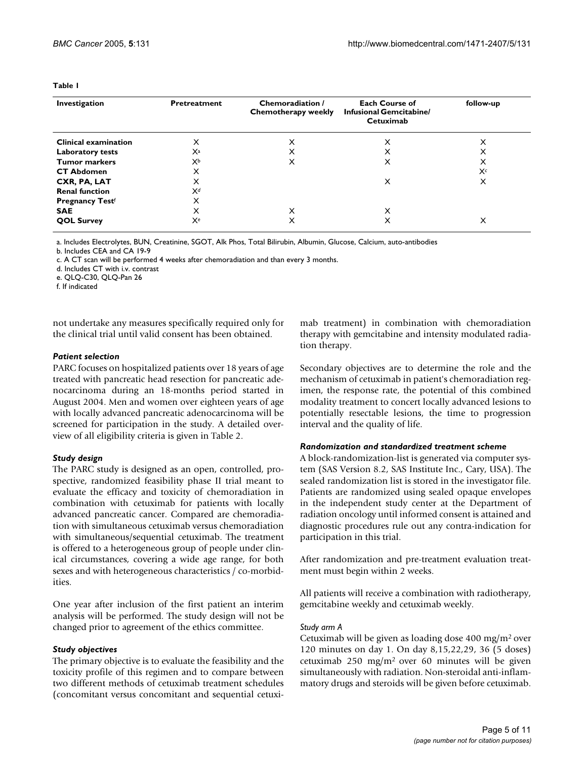**Table 1**

| Investigation | Pretreatment | Chemoradiation / Chemotherapy weekly | Each Course of Infusional Gemcitabine/ Cetuximab | follow-up |
| --- | --- | --- | --- | --- |
| **Clinical examination** | X | X | X | X |
| **Laboratory tests** | X[a] | X | X | X |
| **Tumor markers** | X[b] | X | X | X |
| **CT Abdomen** | X | | | X[c] |
| **CXR, PA, LAT** | X | | X | X |
| **Renal function** | X[d] | | | |
| **Pregnancy Test[f]** | X | | | |
| **SAE** | X | X | X | |
| **QOL Survey** | X[e] | X | X | X |

a. Includes Electrolytes, BUN, Creatinine, SGOT, Alk Phos, Total Bilirubin, Albumin, Glucose, Calcium, auto-antibodies

b. Includes CEA and CA 19-9

c. A CT scan will be performed 4 weeks after chemoradiation and than every 3 months.

d. Includes CT with i.v. contrast

e. QLQ-C30, QLQ-Pan 26

f. If indicated

not undertake any measures specifically required only for the clinical trial until valid consent has been obtained.

### *Patient selection*

PARC focuses on hospitalized patients over 18 years of age treated with pancreatic head resection for pancreatic adenocarcinoma during an 18-months period started in August 2004. Men and women over eighteen years of age with locally advanced pancreatic adenocarcinoma will be screened for participation in the study. A detailed overview of all eligibility criteria is given in Table 2.

### *Study design*

The PARC study is designed as an open, controlled, prospective, randomized feasibility phase II trial meant to evaluate the efficacy and toxicity of chemoradiation in combination with cetuximab for patients with locally advanced pancreatic cancer. Compared are chemoradiation with simultaneous cetuximab versus chemoradiation with simultaneous/sequential cetuximab. The treatment is offered to a heterogeneous group of people under clinical circumstances, covering a wide age range, for both sexes and with heterogeneous characteristics / co-morbidities.

One year after inclusion of the first patient an interim analysis will be performed. The study design will not be changed prior to agreement of the ethics committee.

### *Study objectives*

The primary objective is to evaluate the feasibility and the toxicity profile of this regimen and to compare between two different methods of cetuximab treatment schedules (concomitant versus concomitant and sequential cetuximab treatment) in combination with chemoradiation therapy with gemcitabine and intensity modulated radiation therapy.

Secondary objectives are to determine the role and the mechanism of cetuximab in patient's chemoradiation regimen, the response rate, the potential of this combined modality treatment to concert locally advanced lesions to potentially resectable lesions, the time to progression interval and the quality of life.

### *Randomization and standardized treatment scheme*

A block-randomization-list is generated via computer system (SAS Version 8.2, SAS Institute Inc., Cary, USA). The sealed randomization list is stored in the investigator file. Patients are randomized using sealed opaque envelopes in the independent study center at the Department of radiation oncology until informed consent is attained and diagnostic procedures rule out any contra-indication for participation in this trial.

After randomization and pre-treatment evaluation treatment must begin within 2 weeks.

All patients will receive a combination with radiotherapy, gemcitabine weekly and cetuximab weekly.

#### *Study arm A*

Cetuximab will be given as loading dose 400 mg/m$^2$ over 120 minutes on day 1. On day 8,15,22,29, 36 (5 doses) cetuximab 250 mg/m$^2$ over 60 minutes will be given simultaneously with radiation. Non-steroidal anti-inflammatory drugs and steroids will be given before cetuximab.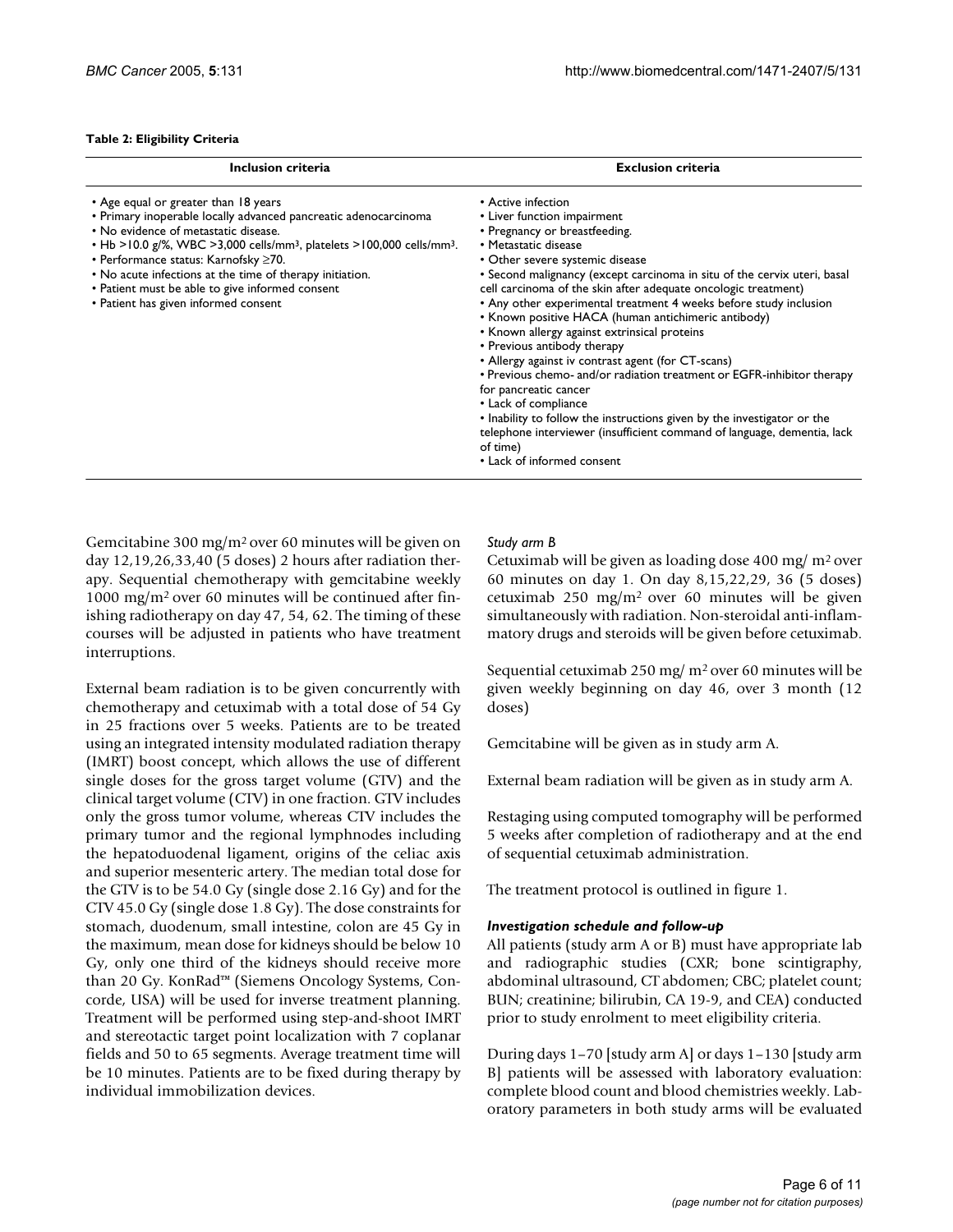**Table 2: Eligibility Criteria**

| Inclusion criteria | Exclusion criteria |
| --- | --- |
| • Age equal or greater than 18 years<br>• Primary inoperable locally advanced pancreatic adenocarcinoma<br>• No evidence of metastatic disease.<br>• Hb >10.0 g/%, WBC >3,000 cells/mm³, platelets >100,000 cells/mm³.<br>• Performance status: Karnofsky ≥70.<br>• No acute infections at the time of therapy initiation.<br>• Patient must be able to give informed consent<br>• Patient has given informed consent | • Active infection<br>• Liver function impairment<br>• Pregnancy or breastfeeding.<br>• Metastatic disease<br>• Other severe systemic disease<br>• Second malignancy (except carcinoma in situ of the cervix uteri, basal cell carcinoma of the skin after adequate oncologic treatment)<br>• Any other experimental treatment 4 weeks before study inclusion<br>• Known positive HACA (human antichimeric antibody)<br>• Known allergy against extrinsical proteins<br>• Previous antibody therapy<br>• Allergy against iv contrast agent (for CT-scans)<br>• Previous chemo- and/or radiation treatment or EGFR-inhibitor therapy for pancreatic cancer<br>• Lack of compliance<br>• Inability to follow the instructions given by the investigator or the telephone interviewer (insufficient command of language, dementia, lack of time)<br>• Lack of informed consent |

Gemcitabine 300 mg/m² over 60 minutes will be given on day 12,19,26,33,40 (5 doses) 2 hours after radiation therapy. Sequential chemotherapy with gemcitabine weekly 1000 mg/m² over 60 minutes will be continued after finishing radiotherapy on day 47, 54, 62. The timing of these courses will be adjusted in patients who have treatment interruptions.

External beam radiation is to be given concurrently with chemotherapy and cetuximab with a total dose of 54 Gy in 25 fractions over 5 weeks. Patients are to be treated using an integrated intensity modulated radiation therapy (IMRT) boost concept, which allows the use of different single doses for the gross target volume (GTV) and the clinical target volume (CTV) in one fraction. GTV includes only the gross tumor volume, whereas CTV includes the primary tumor and the regional lymphnodes including the hepatoduodenal ligament, origins of the celiac axis and superior mesenteric artery. The median total dose for the GTV is to be 54.0 Gy (single dose 2.16 Gy) and for the CTV 45.0 Gy (single dose 1.8 Gy). The dose constraints for stomach, duodenum, small intestine, colon are 45 Gy in the maximum, mean dose for kidneys should be below 10 Gy, only one third of the kidneys should receive more than 20 Gy. KonRad™ (Siemens Oncology Systems, Concorde, USA) will be used for inverse treatment planning. Treatment will be performed using step-and-shoot IMRT and stereotactic target point localization with 7 coplanar fields and 50 to 65 segments. Average treatment time will be 10 minutes. Patients are to be fixed during therapy by individual immobilization devices.

*Study arm B*

Cetuximab will be given as loading dose 400 mg/ m² over 60 minutes on day 1. On day 8,15,22,29, 36 (5 doses) cetuximab 250 mg/m² over 60 minutes will be given simultaneously with radiation. Non-steroidal anti-inflammatory drugs and steroids will be given before cetuximab.

Sequential cetuximab 250 mg/ m² over 60 minutes will be given weekly beginning on day 46, over 3 month (12 doses)

Gemcitabine will be given as in study arm A.

External beam radiation will be given as in study arm A.

Restaging using computed tomography will be performed 5 weeks after completion of radiotherapy and at the end of sequential cetuximab administration.

The treatment protocol is outlined in figure 1.

### *Investigation schedule and follow-up*

All patients (study arm A or B) must have appropriate lab and radiographic studies (CXR; bone scintigraphy, abdominal ultrasound, CT abdomen; CBC; platelet count; BUN; creatinine; bilirubin, CA 19-9, and CEA) conducted prior to study enrolment to meet eligibility criteria.

During days 1–70 [study arm A] or days 1–130 [study arm B] patients will be assessed with laboratory evaluation: complete blood count and blood chemistries weekly. Laboratory parameters in both study arms will be evaluated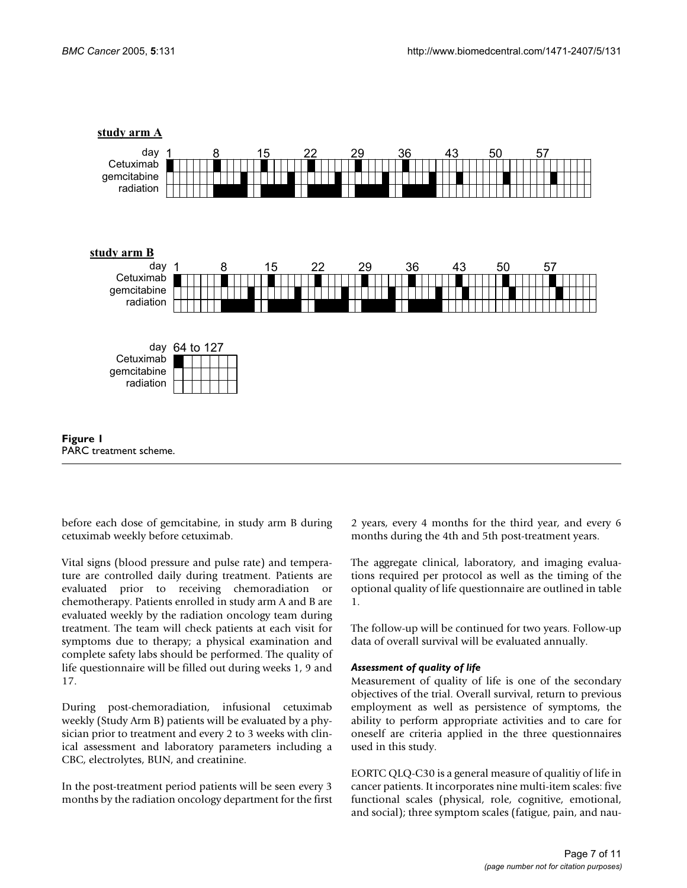**Figure 1**
PARC treatment scheme.

before each dose of gemcitabine, in study arm B during cetuximab weekly before cetuximab.

Vital signs (blood pressure and pulse rate) and temperature are controlled daily during treatment. Patients are evaluated prior to receiving chemoradiation or chemotherapy. Patients enrolled in study arm A and B are evaluated weekly by the radiation oncology team during treatment. The team will check patients at each visit for symptoms due to therapy; a physical examination and complete safety labs should be performed. The quality of life questionnaire will be filled out during weeks 1, 9 and 17.

During post-chemoradiation, infusional cetuximab weekly (Study Arm B) patients will be evaluated by a physician prior to treatment and every 2 to 3 weeks with clinical assessment and laboratory parameters including a CBC, electrolytes, BUN, and creatinine.

In the post-treatment period patients will be seen every 3 months by the radiation oncology department for the first 2 years, every 4 months for the third year, and every 6 months during the 4th and 5th post-treatment years.

The aggregate clinical, laboratory, and imaging evaluations required per protocol as well as the timing of the optional quality of life questionnaire are outlined in table 1.

The follow-up will be continued for two years. Follow-up data of overall survival will be evaluated annually.

#### *Assessment of quality of life*

Measurement of quality of life is one of the secondary objectives of the trial. Overall survival, return to previous employment as well as persistence of symptoms, the ability to perform appropriate activities and to care for oneself are criteria applied in the three questionnaires used in this study.

EORTC QLQ-C30 is a general measure of qualitiy of life in cancer patients. It incorporates nine multi-item scales: five functional scales (physical, role, cognitive, emotional, and social); three symptom scales (fatigue, pain, and nau-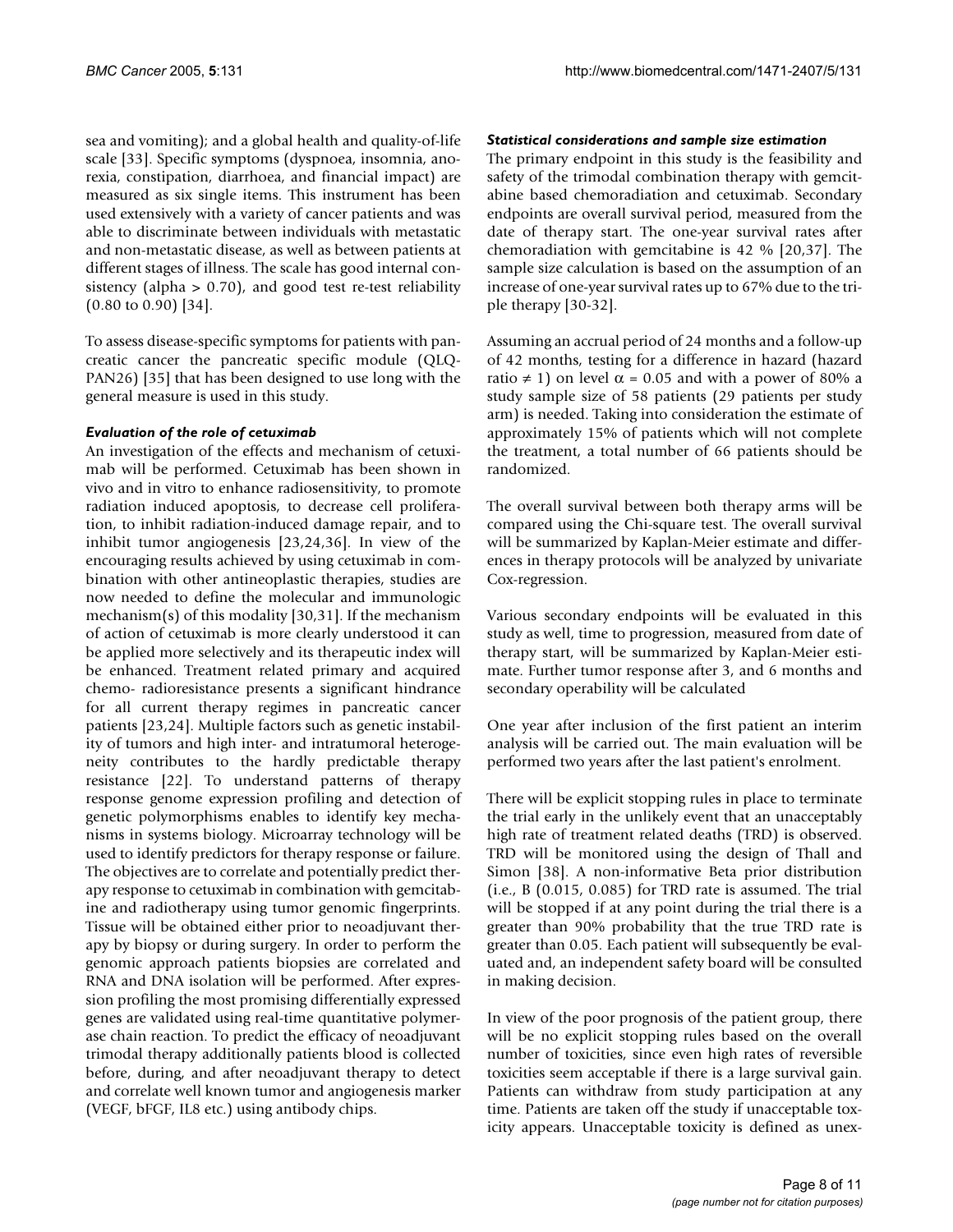sea and vomiting); and a global health and quality-of-life scale [33]. Specific symptoms (dyspnoea, insomnia, anorexia, constipation, diarrhoea, and financial impact) are measured as six single items. This instrument has been used extensively with a variety of cancer patients and was able to discriminate between individuals with metastatic and non-metastatic disease, as well as between patients at different stages of illness. The scale has good internal consistency (alpha > 0.70), and good test re-test reliability (0.80 to 0.90) [34].

To assess disease-specific symptoms for patients with pancreatic cancer the pancreatic specific module (QLQ-PAN26) [35] that has been designed to use long with the general measure is used in this study.

#### *Evaluation of the role of cetuximab*

An investigation of the effects and mechanism of cetuximab will be performed. Cetuximab has been shown in vivo and in vitro to enhance radiosensitivity, to promote radiation induced apoptosis, to decrease cell proliferation, to inhibit radiation-induced damage repair, and to inhibit tumor angiogenesis [23,24,36]. In view of the encouraging results achieved by using cetuximab in combination with other antineoplastic therapies, studies are now needed to define the molecular and immunologic mechanism(s) of this modality [30,31]. If the mechanism of action of cetuximab is more clearly understood it can be applied more selectively and its therapeutic index will be enhanced. Treatment related primary and acquired chemo- radioresistance presents a significant hindrance for all current therapy regimes in pancreatic cancer patients [23,24]. Multiple factors such as genetic instability of tumors and high inter- and intratumoral heterogeneity contributes to the hardly predictable therapy resistance [22]. To understand patterns of therapy response genome expression profiling and detection of genetic polymorphisms enables to identify key mechanisms in systems biology. Microarray technology will be used to identify predictors for therapy response or failure. The objectives are to correlate and potentially predict therapy response to cetuximab in combination with gemcitabine and radiotherapy using tumor genomic fingerprints. Tissue will be obtained either prior to neoadjuvant therapy by biopsy or during surgery. In order to perform the genomic approach patients biopsies are correlated and RNA and DNA isolation will be performed. After expression profiling the most promising differentially expressed genes are validated using real-time quantitative polymerase chain reaction. To predict the efficacy of neoadjuvant trimodal therapy additionally patients blood is collected before, during, and after neoadjuvant therapy to detect and correlate well known tumor and angiogenesis marker (VEGF, bFGF, IL8 etc.) using antibody chips.

#### *Statistical considerations and sample size estimation*

The primary endpoint in this study is the feasibility and safety of the trimodal combination therapy with gemcitabine based chemoradiation and cetuximab. Secondary endpoints are overall survival period, measured from the date of therapy start. The one-year survival rates after chemoradiation with gemcitabine is 42 % [20,37]. The sample size calculation is based on the assumption of an increase of one-year survival rates up to 67% due to the triple therapy [30-32].

Assuming an accrual period of 24 months and a follow-up of 42 months, testing for a difference in hazard (hazard ratio ≠ 1) on level $\alpha = 0.05$ and with a power of 80% a study sample size of 58 patients (29 patients per study arm) is needed. Taking into consideration the estimate of approximately 15% of patients which will not complete the treatment, a total number of 66 patients should be randomized.

The overall survival between both therapy arms will be compared using the Chi-square test. The overall survival will be summarized by Kaplan-Meier estimate and differences in therapy protocols will be analyzed by univariate Cox-regression.

Various secondary endpoints will be evaluated in this study as well, time to progression, measured from date of therapy start, will be summarized by Kaplan-Meier estimate. Further tumor response after 3, and 6 months and secondary operability will be calculated

One year after inclusion of the first patient an interim analysis will be carried out. The main evaluation will be performed two years after the last patient's enrolment.

There will be explicit stopping rules in place to terminate the trial early in the unlikely event that an unacceptably high rate of treatment related deaths (TRD) is observed. TRD will be monitored using the design of Thall and Simon [38]. A non-informative Beta prior distribution (i.e., B (0.015, 0.085) for TRD rate is assumed. The trial will be stopped if at any point during the trial there is a greater than 90% probability that the true TRD rate is greater than 0.05. Each patient will subsequently be evaluated and, an independent safety board will be consulted in making decision.

In view of the poor prognosis of the patient group, there will be no explicit stopping rules based on the overall number of toxicities, since even high rates of reversible toxicities seem acceptable if there is a large survival gain. Patients can withdraw from study participation at any time. Patients are taken off the study if unacceptable toxicity appears. Unacceptable toxicity is defined as unex-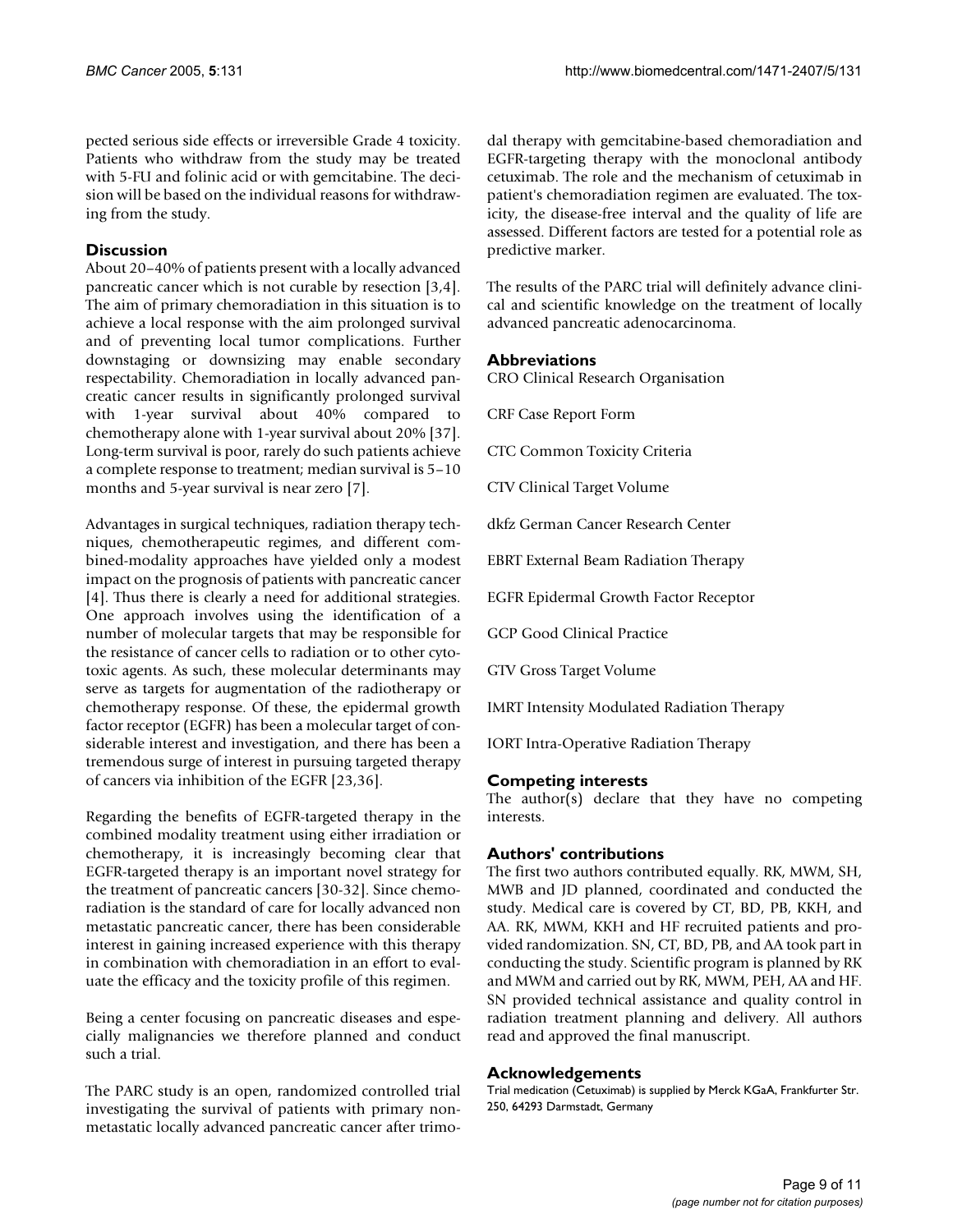pected serious side effects or irreversible Grade 4 toxicity. Patients who withdraw from the study may be treated with 5-FU and folinic acid or with gemcitabine. The decision will be based on the individual reasons for withdrawing from the study.

## Discussion

About 20–40% of patients present with a locally advanced pancreatic cancer which is not curable by resection [3,4]. The aim of primary chemoradiation in this situation is to achieve a local response with the aim prolonged survival and of preventing local tumor complications. Further downstaging or downsizing may enable secondary respectability. Chemoradiation in locally advanced pancreatic cancer results in significantly prolonged survival with 1-year survival about 40% compared to chemotherapy alone with 1-year survival about 20% [37]. Long-term survival is poor, rarely do such patients achieve a complete response to treatment; median survival is 5–10 months and 5-year survival is near zero [7].

Advantages in surgical techniques, radiation therapy techniques, chemotherapeutic regimes, and different combined-modality approaches have yielded only a modest impact on the prognosis of patients with pancreatic cancer [4]. Thus there is clearly a need for additional strategies. One approach involves using the identification of a number of molecular targets that may be responsible for the resistance of cancer cells to radiation or to other cytotoxic agents. As such, these molecular determinants may serve as targets for augmentation of the radiotherapy or chemotherapy response. Of these, the epidermal growth factor receptor (EGFR) has been a molecular target of considerable interest and investigation, and there has been a tremendous surge of interest in pursuing targeted therapy of cancers via inhibition of the EGFR [23,36].

Regarding the benefits of EGFR-targeted therapy in the combined modality treatment using either irradiation or chemotherapy, it is increasingly becoming clear that EGFR-targeted therapy is an important novel strategy for the treatment of pancreatic cancers [30-32]. Since chemoradiation is the standard of care for locally advanced non metastatic pancreatic cancer, there has been considerable interest in gaining increased experience with this therapy in combination with chemoradiation in an effort to evaluate the efficacy and the toxicity profile of this regimen.

Being a center focusing on pancreatic diseases and especially malignancies we therefore planned and conduct such a trial.

The PARC study is an open, randomized controlled trial investigating the survival of patients with primary non-metastatic locally advanced pancreatic cancer after trimodal therapy with gemcitabine-based chemoradiation and EGFR-targeting therapy with the monoclonal antibody cetuximab. The role and the mechanism of cetuximab in patient's chemoradiation regimen are evaluated. The toxicity, the disease-free interval and the quality of life are assessed. Different factors are tested for a potential role as predictive marker.

The results of the PARC trial will definitely advance clinical and scientific knowledge on the treatment of locally advanced pancreatic adenocarcinoma.

## Abbreviations

CRO Clinical Research Organisation

CRF Case Report Form

CTC Common Toxicity Criteria

CTV Clinical Target Volume

dkfz German Cancer Research Center

EBRT External Beam Radiation Therapy

EGFR Epidermal Growth Factor Receptor

GCP Good Clinical Practice

GTV Gross Target Volume

IMRT Intensity Modulated Radiation Therapy

IORT Intra-Operative Radiation Therapy

## Competing interests

The author(s) declare that they have no competing interests.

## Authors' contributions

The first two authors contributed equally. RK, MWM, SH, MWB and JD planned, coordinated and conducted the study. Medical care is covered by CT, BD, PB, KKH, and AA. RK, MWM, KKH and HF recruited patients and provided randomization. SN, CT, BD, PB, and AA took part in conducting the study. Scientific program is planned by RK and MWM and carried out by RK, MWM, PEH, AA and HF. SN provided technical assistance and quality control in radiation treatment planning and delivery. All authors read and approved the final manuscript.

## Acknowledgements

Trial medication (Cetuximab) is supplied by Merck KGaA, Frankfurter Str. 250, 64293 Darmstadt, Germany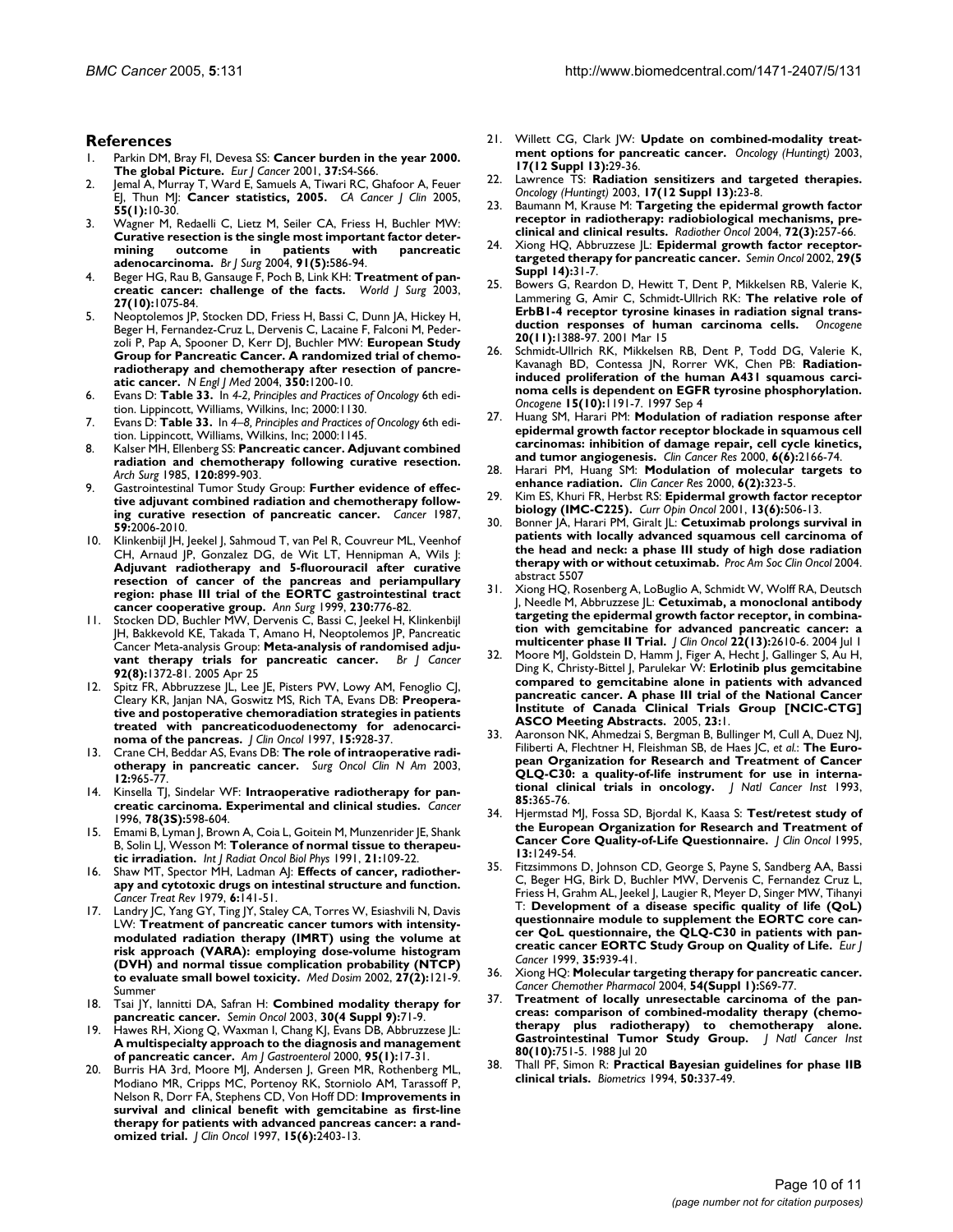## References

1. Parkin DM, Bray FI, Devesa SS: **Cancer burden in the year 2000. The global Picture.** *Eur J Cancer* 2001, **37:**S4-S66.
2. Jemal A, Murray T, Ward E, Samuels A, Tiwari RC, Ghafoor A, Feuer EJ, Thun MJ: **Cancer statistics, 2005.** *CA Cancer J Clin* 2005, **55(1):**10-30.
3. Wagner M, Redaelli C, Lietz M, Seiler CA, Friess H, Buchler MW: **Curative resection is the single most important factor determining outcome in patients with pancreatic adenocarcinoma.** *Br J Surg* 2004, **91(5):**586-94.
4. Beger HG, Rau B, Gansauge F, Poch B, Link KH: **Treatment of pancreatic cancer: challenge of the facts.** *World J Surg* 2003, **27(10):**1075-84.
5. Neoptolemos JP, Stocken DD, Friess H, Bassi C, Dunn JA, Hickey H, Beger H, Fernandez-Cruz L, Dervenis C, Lacaine F, Falconi M, Pederzoli P, Pap A, Spooner D, Kerr DJ, Buchler MW: **European Study Group for Pancreatic Cancer. A randomized trial of chemoradiotherapy and chemotherapy after resection of pancreatic cancer.** *N Engl J Med* 2004, **350:**1200-10.
6. Evans D: **Table 33.** In *4-2, Principles and Practices of Oncology* 6th edition. Lippincott, Williams, Wilkins, Inc; 2000:1130.
7. Evans D: **Table 33.** In *4–8, Principles and Practices of Oncology* 6th edition. Lippincott, Williams, Wilkins, Inc; 2000:1145.
8. Kalser MH, Ellenberg SS: **Pancreatic cancer. Adjuvant combined radiation and chemotherapy following curative resection.** *Arch Surg* 1985, **120:**899-903.
9. Gastrointestinal Tumor Study Group: **Further evidence of effective adjuvant combined radiation and chemotherapy following curative resection of pancreatic cancer.** *Cancer* 1987, **59:**2006-2010.
10. Klinkenbijl JH, Jeekel J, Sahmoud T, van Pel R, Couvreur ML, Veenhof CH, Arnaud JP, Gonzalez DG, de Wit LT, Hennipman A, Wils J: **Adjuvant radiotherapy and 5-fluorouracil after curative resection of cancer of the pancreas and periampullary region: phase III trial of the EORTC gastrointestinal tract cancer cooperative group.** *Ann Surg* 1999, **230:**776-82.
11. Stocken DD, Buchler MW, Dervenis C, Bassi C, Jeekel H, Klinkenbijl JH, Bakkevold KE, Takada T, Amano H, Neoptolemos JP, Pancreatic Cancer Meta-analysis Group: **Meta-analysis of randomised adjuvant therapy trials for pancreatic cancer.** *Br J Cancer* **92(8):**1372-81. 2005 Apr 25
12. Spitz FR, Abbruzzese JL, Lee JE, Pisters PW, Lowy AM, Fenoglio CJ, Cleary KR, Janjan NA, Goswitz MS, Rich TA, Evans DB: **Preoperative and postoperative chemoradiation strategies in patients treated with pancreaticoduodenectomy for adenocarcinoma of the pancreas.** *J Clin Oncol* 1997, **15:**928-37.
13. Crane CH, Beddar AS, Evans DB: **The role of intraoperative radiotherapy in pancreatic cancer.** *Surg Oncol Clin N Am* 2003, **12:**965-77.
14. Kinsella TJ, Sindelar WF: **Intraoperative radiotherapy for pancreatic carcinoma. Experimental and clinical studies.** *Cancer* 1996, **78(3S):**598-604.
15. Emami B, Lyman J, Brown A, Coia L, Goitein M, Munzenrider JE, Shank B, Solin LJ, Wesson M: **Tolerance of normal tissue to therapeutic irradiation.** *Int J Radiat Oncol Biol Phys* 1991, **21:**109-22.
16. Shaw MT, Spector MH, Ladman AJ: **Effects of cancer, radiotherapy and cytotoxic drugs on intestinal structure and function.** *Cancer Treat Rev* 1979, **6:**141-51.
17. Landry JC, Yang GY, Ting JY, Staley CA, Torres W, Esiashvili N, Davis LW: **Treatment of pancreatic cancer tumors with intensity-modulated radiation therapy (IMRT) using the volume at risk approach (VARA): employing dose-volume histogram (DVH) and normal tissue complication probability (NTCP) to evaluate small bowel toxicity.** *Med Dosim* 2002, **27(2):**121-9. Summer
18. Tsai JY, Iannitti DA, Safran H: **Combined modality therapy for pancreatic cancer.** *Semin Oncol* 2003, **30(4 Suppl 9):**71-9.
19. Hawes RH, Xiong Q, Waxman I, Chang KJ, Evans DB, Abbruzzese JL: **A multispecialty approach to the diagnosis and management of pancreatic cancer.** *Am J Gastroenterol* 2000, **95(1):**17-31.
20. Burris HA 3rd, Moore MJ, Andersen J, Green MR, Rothenberg ML, Modiano MR, Cripps MC, Portenoy RK, Storniolo AM, Tarassoff P, Nelson R, Dorr FA, Stephens CD, Von Hoff DD: **Improvements in survival and clinical benefit with gemcitabine as first-line therapy for patients with advanced pancreas cancer: a randomized trial.** *J Clin Oncol* 1997, **15(6):**2403-13.
21. Willett CG, Clark JW: **Update on combined-modality treatment options for pancreatic cancer.** *Oncology (Huntingt)* 2003, **17(12 Suppl 13):**29-36.
22. Lawrence TS: **Radiation sensitizers and targeted therapies.** *Oncology (Huntingt)* 2003, **17(12 Suppl 13):**23-8.
23. Baumann M, Krause M: **Targeting the epidermal growth factor receptor in radiotherapy: radiobiological mechanisms, preclinical and clinical results.** *Radiother Oncol* 2004, **72(3):**257-66.
24. Xiong HQ, Abbruzzese JL: **Epidermal growth factor receptor-targeted therapy for pancreatic cancer.** *Semin Oncol* 2002, **29(5 Suppl 14):**31-7.
25. Bowers G, Reardon D, Hewitt T, Dent P, Mikkelsen RB, Valerie K, Lammering G, Amir C, Schmidt-Ullrich RK: **The relative role of ErbB1-4 receptor tyrosine kinases in radiation signal transduction responses of human carcinoma cells.** *Oncogene* **20(11):**1388-97. 2001 Mar 15
26. Schmidt-Ullrich RK, Mikkelsen RB, Dent P, Todd DG, Valerie K, Kavanagh BD, Contessa JN, Rorrer WK, Chen PB: **Radiation-induced proliferation of the human A431 squamous carcinoma cells is dependent on EGFR tyrosine phosphorylation.** *Oncogene* **15(10):**1191-7. 1997 Sep 4
27. Huang SM, Harari PM: **Modulation of radiation response after epidermal growth factor receptor blockade in squamous cell carcinomas: inhibition of damage repair, cell cycle kinetics, and tumor angiogenesis.** *Clin Cancer Res* 2000, **6(6):**2166-74.
28. Harari PM, Huang SM: **Modulation of molecular targets to enhance radiation.** *Clin Cancer Res* 2000, **6(2):**323-5.
29. Kim ES, Khuri FR, Herbst RS: **Epidermal growth factor receptor biology (IMC-C225).** *Curr Opin Oncol* 2001, **13(6):**506-13.
30. Bonner JA, Harari PM, Giralt JL: **Cetuximab prolongs survival in patients with locally advanced squamous cell carcinoma of the head and neck: a phase III study of high dose radiation therapy with or without cetuximab.** *Proc Am Soc Clin Oncol* 2004. abstract 5507
31. Xiong HQ, Rosenberg A, LoBuglio A, Schmidt W, Wolff RA, Deutsch J, Needle M, Abbruzzese JL: **Cetuximab, a monoclonal antibody targeting the epidermal growth factor receptor, in combination with gemcitabine for advanced pancreatic cancer: a multicenter phase II Trial.** *J Clin Oncol* **22(13):**2610-6. 2004 Jul 1
32. Moore MJ, Goldstein D, Hamm J, Figer A, Hecht J, Gallinger S, Au H, Ding K, Christy-Bittel J, Parulekar W: **Erlotinib plus gemcitabine compared to gemcitabine alone in patients with advanced pancreatic cancer. A phase III trial of the National Cancer Institute of Canada Clinical Trials Group [NCIC-CTG] ASCO Meeting Abstracts.** 2005, **23:**1.
33. Aaronson NK, Ahmedzai S, Bergman B, Bullinger M, Cull A, Duez NJ, Filiberti A, Flechtner H, Fleishman SB, de Haes JC, *et al.*: **The European Organization for Research and Treatment of Cancer QLQ-C30: a quality-of-life instrument for use in international clinical trials in oncology.** *J Natl Cancer Inst* 1993, **85:**365-76.
34. Hjermstad MJ, Fossa SD, Bjordal K, Kaasa S: **Test/retest study of the European Organization for Research and Treatment of Cancer Core Quality-of-Life Questionnaire.** *J Clin Oncol* 1995, **13:**1249-54.
35. Fitzsimmons D, Johnson CD, George S, Payne S, Sandberg AA, Bassi C, Beger HG, Birk D, Buchler MW, Dervenis C, Fernandez Cruz L, Friess H, Grahm AL, Jeekel J, Laugier R, Meyer D, Singer MW, Tihanyi T: **Development of a disease specific quality of life (QoL) questionnaire module to supplement the EORTC core cancer QoL questionnaire, the QLQ-C30 in patients with pancreatic cancer EORTC Study Group on Quality of Life.** *Eur J Cancer* 1999, **35:**939-41.
36. Xiong HQ: **Molecular targeting therapy for pancreatic cancer.** *Cancer Chemother Pharmacol* 2004, **54(Suppl 1):**S69-77.
37. **Treatment of locally unresectable carcinoma of the pancreas: comparison of combined-modality therapy (chemotherapy plus radiotherapy) to chemotherapy alone. Gastrointestinal Tumor Study Group.** *J Natl Cancer Inst* **80(10):**751-5. 1988 Jul 20
38. Thall PF, Simon R: **Practical Bayesian guidelines for phase IIB clinical trials.** *Biometrics* 1994, **50:**337-49.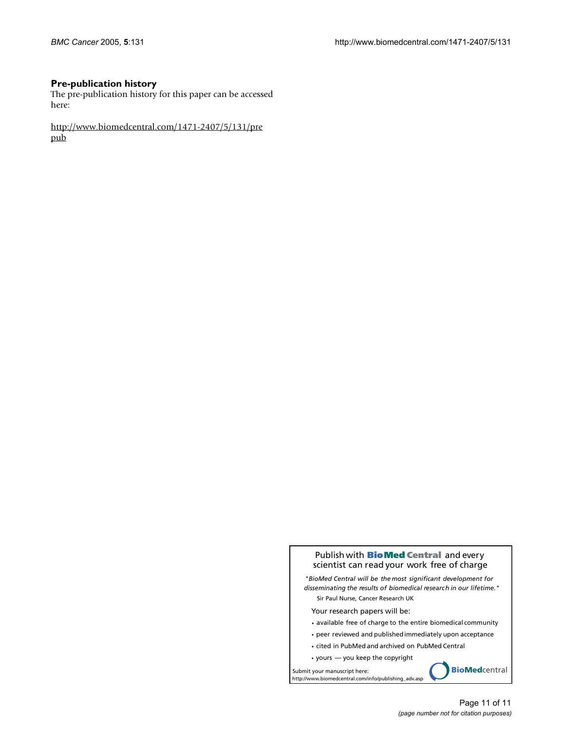### Pre-publication history

The pre-publication history for this paper can be accessed here:

http://www.biomedcentral.com/1471-2407/5/131/prepub

Publish with **BioMed Central** and every scientist can read your work free of charge

*"BioMed Central will be the most significant development for disseminating the results of biomedical research in our lifetime."*
Sir Paul Nurse, Cancer Research UK

Your research papers will be:

- available free of charge to the entire biomedical community
- peer reviewed and published immediately upon acceptance
- cited in PubMed and archived on PubMed Central
- yours — you keep the copyright

Submit your manuscript here:
http://www.biomedcentral.com/info/publishing_adv.asp

**BioMed**central